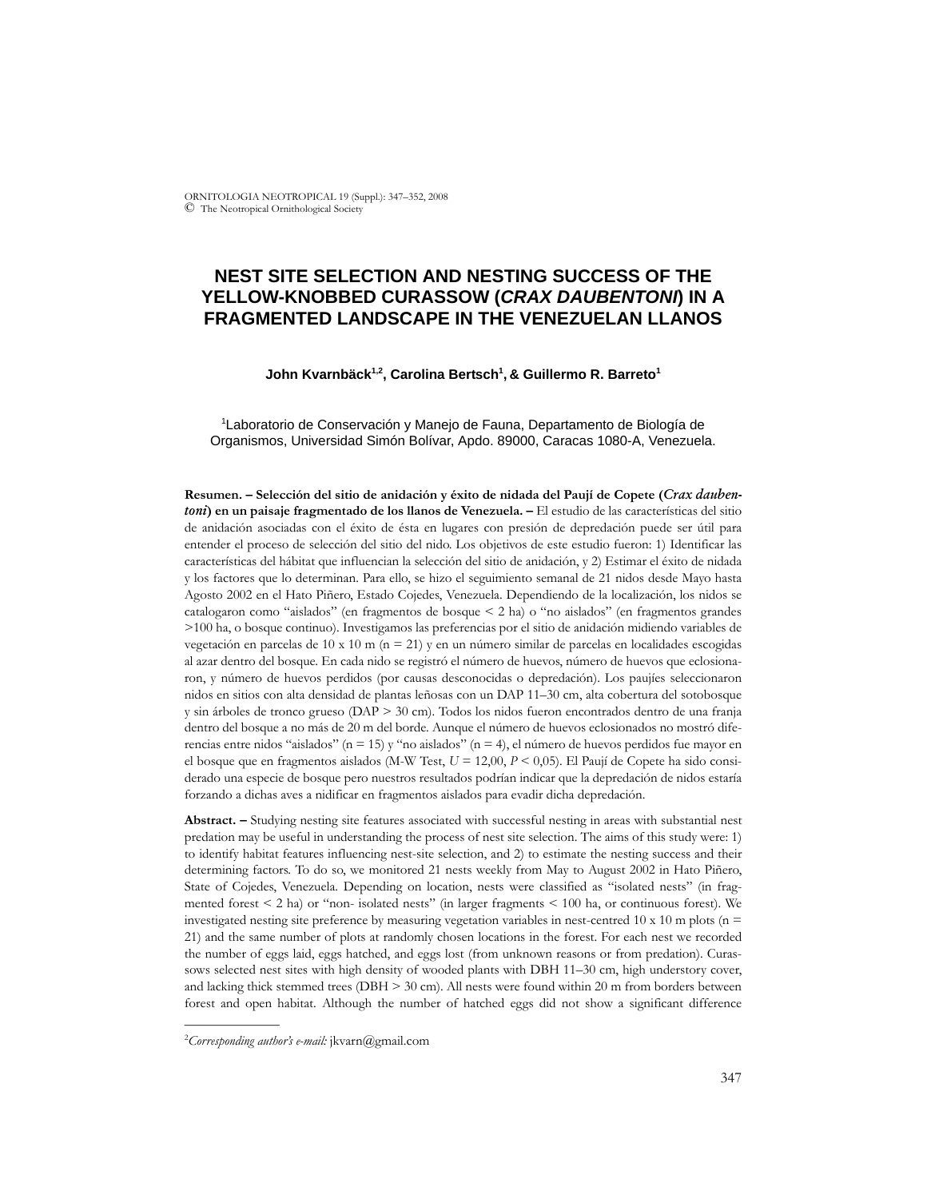# NEST SITE SELECTION AND NESTING SUCCESS OF THE YELLOW-KNOBBED CURASSOW (*CRAX DAUBENTONI*) IN A FRAGMENTED LANDSCAPE IN THE VENEZUELAN LLANOS

**John Kvarnbäck[1,2], Carolina Bertsch[1], & Guillermo R. Barreto[1]**

[1]Laboratorio de Conservación y Manejo de Fauna, Departamento de Biología de Organismos, Universidad Simón Bolívar, Apdo. 89000, Caracas 1080-A, Venezuela.

**Resumen. – Selección del sitio de anidación y éxito de nidada del Paují de Copete (*Crax daubentoni*) en un paisaje fragmentado de los llanos de Venezuela. –** El estudio de las características del sitio de anidación asociadas con el éxito de ésta en lugares con presión de depredación puede ser útil para entender el proceso de selección del sitio del nido. Los objetivos de este estudio fueron: 1) Identificar las características del hábitat que influencian la selección del sitio de anidación, y 2) Estimar el éxito de nidada y los factores que lo determinan. Para ello, se hizo el seguimiento semanal de 21 nidos desde Mayo hasta Agosto 2002 en el Hato Piñero, Estado Cojedes, Venezuela. Dependiendo de la localización, los nidos se catalogaron como "aislados" (en fragmentos de bosque < 2 ha) o "no aislados" (en fragmentos grandes >100 ha, o bosque continuo). Investigamos las preferencias por el sitio de anidación midiendo variables de vegetación en parcelas de 10 x 10 m (n = 21) y en un número similar de parcelas en localidades escogidas al azar dentro del bosque. En cada nido se registró el número de huevos, número de huevos que eclosionaron, y número de huevos perdidos (por causas desconocidas o depredación). Los paujíes seleccionaron nidos en sitios con alta densidad de plantas leñosas con un DAP 11–30 cm, alta cobertura del sotobosque y sin árboles de tronco grueso (DAP > 30 cm). Todos los nidos fueron encontrados dentro de una franja dentro del bosque a no más de 20 m del borde. Aunque el número de huevos eclosionados no mostró diferencias entre nidos "aislados" (n = 15) y "no aislados" (n = 4), el número de huevos perdidos fue mayor en el bosque que en fragmentos aislados (M-W Test, $U$ = 12,00, $P$ < 0,05). El Paují de Copete ha sido considerado una especie de bosque pero nuestros resultados podrían indicar que la depredación de nidos estaría forzando a dichas aves a nidificar en fragmentos aislados para evadir dicha depredación.

**Abstract. –** Studying nesting site features associated with successful nesting in areas with substantial nest predation may be useful in understanding the process of nest site selection. The aims of this study were: 1) to identify habitat features influencing nest-site selection, and 2) to estimate the nesting success and their determining factors. To do so, we monitored 21 nests weekly from May to August 2002 in Hato Piñero, State of Cojedes, Venezuela. Depending on location, nests were classified as "isolated nests" (in fragmented forest < 2 ha) or "non- isolated nests" (in larger fragments < 100 ha, or continuous forest). We investigated nesting site preference by measuring vegetation variables in nest-centred 10 x 10 m plots (n = 21) and the same number of plots at randomly chosen locations in the forest. For each nest we recorded the number of eggs laid, eggs hatched, and eggs lost (from unknown reasons or from predation). Curassows selected nest sites with high density of wooded plants with DBH 11–30 cm, high understory cover, and lacking thick stemmed trees (DBH > 30 cm). All nests were found within 20 m from borders between forest and open habitat. Although the number of hatched eggs did not show a significant difference

[2]*Corresponding author's e-mail:* jkvarn@gmail.com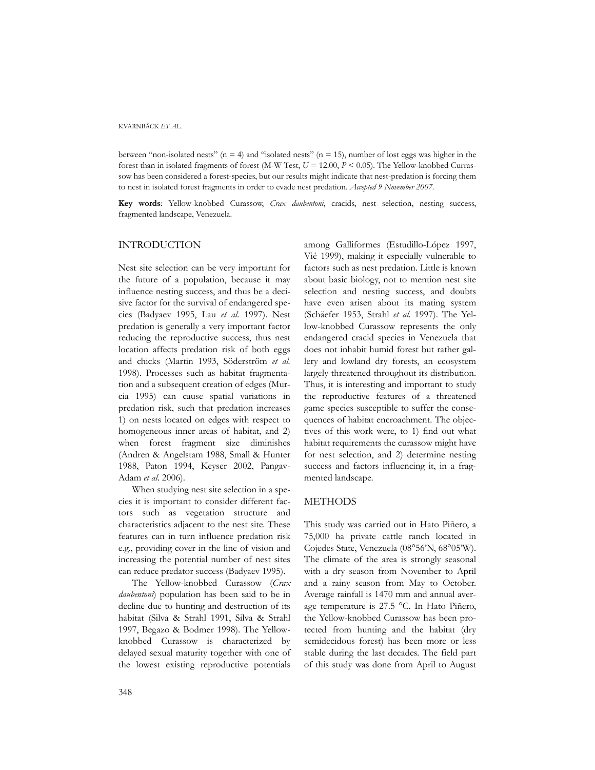between "non-isolated nests" (n = 4) and "isolated nests" (n = 15), number of lost eggs was higher in the forest than in isolated fragments of forest (M-W Test, $U = 12.00$, $P < 0.05$). The Yellow-knobbed Currassow has been considered a forest-species, but our results might indicate that nest-predation is forcing them to nest in isolated forest fragments in order to evade nest predation. *Accepted 9 November 2007.*

**Key words**: Yellow-knobbed Curassow, *Crax daubentoni*, cracids, nest selection, nesting success, fragmented landscape, Venezuela.

## INTRODUCTION

Nest site selection can be very important for the future of a population, because it may influence nesting success, and thus be a decisive factor for the survival of endangered species (Badyaev 1995, Lau *et al.* 1997). Nest predation is generally a very important factor reducing the reproductive success, thus nest location affects predation risk of both eggs and chicks (Martin 1993, Söderström *et al.* 1998). Processes such as habitat fragmentation and a subsequent creation of edges (Murcia 1995) can cause spatial variations in predation risk, such that predation increases 1) on nests located on edges with respect to homogeneous inner areas of habitat, and 2) when forest fragment size diminishes (Andren & Angelstam 1988, Small & Hunter 1988, Paton 1994, Keyser 2002, Pangav-Adam *et al.* 2006).

When studying nest site selection in a species it is important to consider different factors such as vegetation structure and characteristics adjacent to the nest site. These features can in turn influence predation risk e.g., providing cover in the line of vision and increasing the potential number of nest sites can reduce predator success (Badyaev 1995).

The Yellow-knobbed Curassow (*Crax daubentoni*) population has been said to be in decline due to hunting and destruction of its habitat (Silva & Strahl 1991, Silva & Strahl 1997, Begazo & Bodmer 1998). The Yellow-knobbed Curassow is characterized by delayed sexual maturity together with one of the lowest existing reproductive potentials among Galliformes (Estudillo-López 1997, Vié 1999), making it especially vulnerable to factors such as nest predation. Little is known about basic biology, not to mention nest site selection and nesting success, and doubts have even arisen about its mating system (Schäefer 1953, Strahl *et al.* 1997). The Yellow-knobbed Curassow represents the only endangered cracid species in Venezuela that does not inhabit humid forest but rather gallery and lowland dry forests, an ecosystem largely threatened throughout its distribution. Thus, it is interesting and important to study the reproductive features of a threatened game species susceptible to suffer the consequences of habitat encroachment. The objectives of this work were, to 1) find out what habitat requirements the curassow might have for nest selection, and 2) determine nesting success and factors influencing it, in a fragmented landscape.

## METHODS

This study was carried out in Hato Piñero, a 75,000 ha private cattle ranch located in Cojedes State, Venezuela (08°56'N, 68°05'W). The climate of the area is strongly seasonal with a dry season from November to April and a rainy season from May to October. Average rainfall is 1470 mm and annual average temperature is 27.5 °C. In Hato Piñero, the Yellow-knobbed Curassow has been protected from hunting and the habitat (dry semidecidous forest) has been more or less stable during the last decades. The field part of this study was done from April to August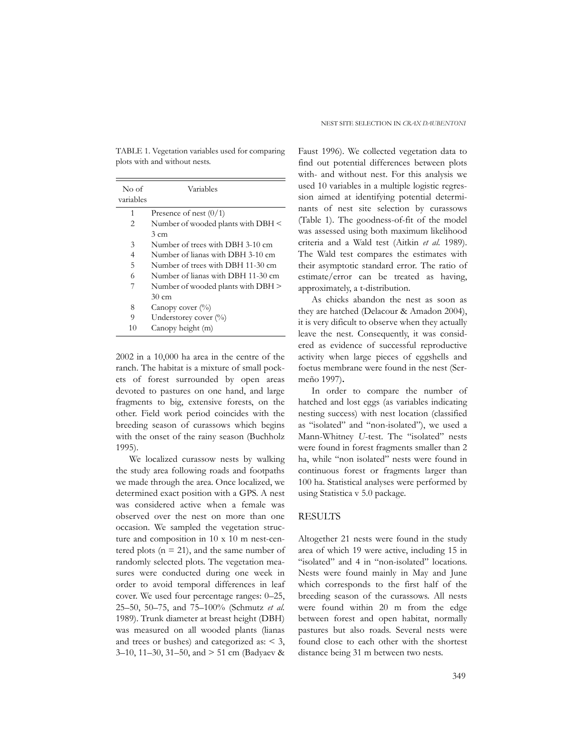TABLE 1. Vegetation variables used for comparing plots with and without nests.

| No of variables | Variables |
|---|---|
| 1 | Presence of nest (0/1) |
| 2 | Number of wooded plants with DBH < 3 cm |
| 3 | Number of trees with DBH 3-10 cm |
| 4 | Number of lianas with DBH 3-10 cm |
| 5 | Number of trees with DBH 11-30 cm |
| 6 | Number of lianas with DBH 11-30 cm |
| 7 | Number of wooded plants with DBH > 30 cm |
| 8 | Canopy cover (%) |
| 9 | Understorey cover (%) |
| 10 | Canopy height (m) |

2002 in a 10,000 ha area in the centre of the ranch. The habitat is a mixture of small pockets of forest surrounded by open areas devoted to pastures on one hand, and large fragments to big, extensive forests, on the other. Field work period coincides with the breeding season of curassows which begins with the onset of the rainy season (Buchholz 1995).

We localized curassow nests by walking the study area following roads and footpaths we made through the area. Once localized, we determined exact position with a GPS. A nest was considered active when a female was observed over the nest on more than one occasion. We sampled the vegetation structure and composition in 10 x 10 m nest-centered plots (n = 21), and the same number of randomly selected plots. The vegetation measures were conducted during one week in order to avoid temporal differences in leaf cover. We used four percentage ranges: 0–25, 25–50, 50–75, and 75–100% (Schmutz *et al.* 1989). Trunk diameter at breast height (DBH) was measured on all wooded plants (lianas and trees or bushes) and categorized as: < 3, 3–10, 11–30, 31–50, and > 51 cm (Badyaev & Faust 1996). We collected vegetation data to find out potential differences between plots with- and without nest. For this analysis we used 10 variables in a multiple logistic regression aimed at identifying potential determinants of nest site selection by curassows (Table 1). The goodness-of-fit of the model was assessed using both maximum likelihood criteria and a Wald test (Aitkin *et al.* 1989). The Wald test compares the estimates with their asymptotic standard error. The ratio of estimate/error can be treated as having, approximately, a t-distribution.

As chicks abandon the nest as soon as they are hatched (Delacour & Amadon 2004), it is very dificult to observe when they actually leave the nest. Consequently, it was considered as evidence of successful reproductive activity when large pieces of eggshells and foetus membrane were found in the nest (Sermeño 1997).

In order to compare the number of hatched and lost eggs (as variables indicating nesting success) with nest location (classified as "isolated" and "non-isolated"), we used a Mann-Whitney *U*-test. The "isolated" nests were found in forest fragments smaller than 2 ha, while "non isolated" nests were found in continuous forest or fragments larger than 100 ha. Statistical analyses were performed by using Statistica v 5.0 package.

## RESULTS

Altogether 21 nests were found in the study area of which 19 were active, including 15 in "isolated" and 4 in "non-isolated" locations. Nests were found mainly in May and June which corresponds to the first half of the breeding season of the curassows. All nests were found within 20 m from the edge between forest and open habitat, normally pastures but also roads. Several nests were found close to each other with the shortest distance being 31 m between two nests.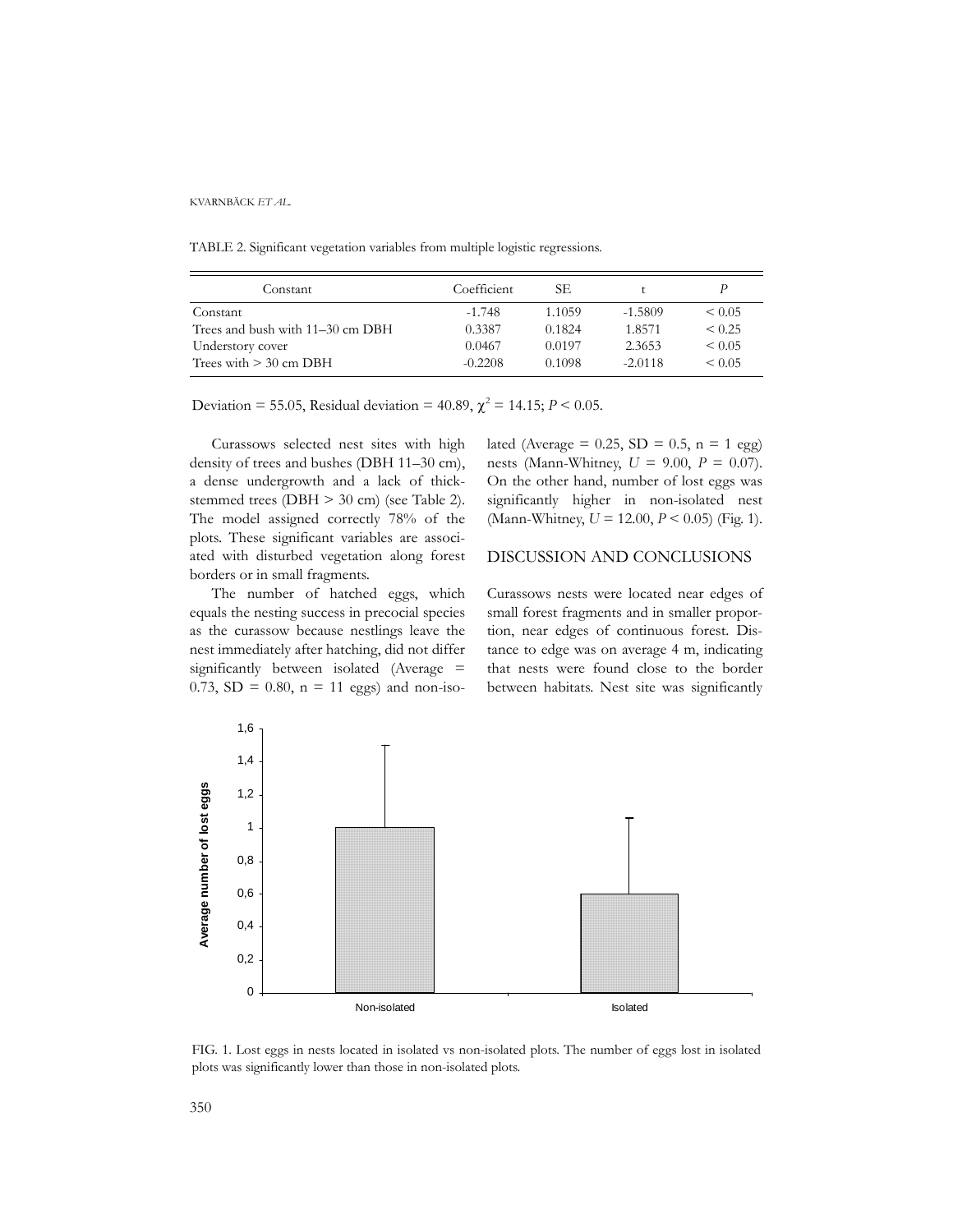TABLE 2. Significant vegetation variables from multiple logistic regressions.

| Constant | Coefficient | SE | t | $P$ |
|---|---|---|---|---|
| Constant | -1.748 | 1.1059 | -1.5809 | < 0.05 |
| Trees and bush with 11–30 cm DBH | 0.3387 | 0.1824 | 1.8571 | < 0.25 |
| Understory cover | 0.0467 | 0.0197 | 2.3653 | < 0.05 |
| Trees with > 30 cm DBH | -0.2208 | 0.1098 | -2.0118 | < 0.05 |

Deviation = 55.05, Residual deviation = 40.89, $\chi^2 = 14.15$; $P < 0.05$.

Curassows selected nest sites with high density of trees and bushes (DBH 11–30 cm), a dense undergrowth and a lack of thick-stemmed trees (DBH > 30 cm) (see Table 2). The model assigned correctly 78% of the plots. These significant variables are associated with disturbed vegetation along forest borders or in small fragments.

The number of hatched eggs, which equals the nesting success in precocial species as the curassow because nestlings leave the nest immediately after hatching, did not differ significantly between isolated (Average = 0.73, SD = 0.80, n = 11 eggs) and non-isolated (Average = 0.25, SD = 0.5, n = 1 egg) nests (Mann-Whitney, $U = 9.00$, $P = 0.07$). On the other hand, number of lost eggs was significantly higher in non-isolated nest (Mann-Whitney, $U = 12.00$, $P < 0.05$) (Fig. 1).

## DISCUSSION AND CONCLUSIONS

Curassows nests were located near edges of small forest fragments and in smaller proportion, near edges of continuous forest. Distance to edge was on average 4 m, indicating that nests were found close to the border between habitats. Nest site was significantly

FIG. 1. Lost eggs in nests located in isolated vs non-isolated plots. The number of eggs lost in isolated plots was significantly lower than those in non-isolated plots.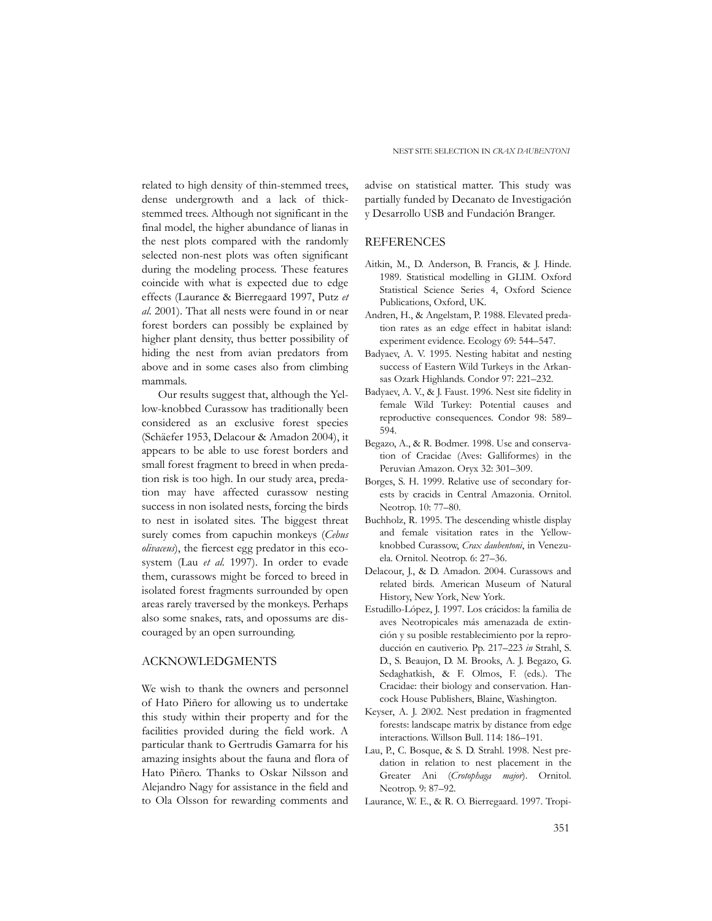related to high density of thin-stemmed trees, dense undergrowth and a lack of thick-stemmed trees. Although not significant in the final model, the higher abundance of lianas in the nest plots compared with the randomly selected non-nest plots was often significant during the modeling process. These features coincide with what is expected due to edge effects (Laurance & Bierregaard 1997, Putz *et al*. 2001). That all nests were found in or near forest borders can possibly be explained by higher plant density, thus better possibility of hiding the nest from avian predators from above and in some cases also from climbing mammals.

Our results suggest that, although the Yellow-knobbed Curassow has traditionally been considered as an exclusive forest species (Schäefer 1953, Delacour & Amadon 2004), it appears to be able to use forest borders and small forest fragment to breed in when predation risk is too high. In our study area, predation may have affected curassow nesting success in non isolated nests, forcing the birds to nest in isolated sites. The biggest threat surely comes from capuchin monkeys (*Cebus olivaceus*), the fiercest egg predator in this ecosystem (Lau *et al.* 1997). In order to evade them, curassows might be forced to breed in isolated forest fragments surrounded by open areas rarely traversed by the monkeys. Perhaps also some snakes, rats, and opossums are discouraged by an open surrounding.

## ACKNOWLEDGMENTS

We wish to thank the owners and personnel of Hato Piñero for allowing us to undertake this study within their property and for the facilities provided during the field work. A particular thank to Gertrudis Gamarra for his amazing insights about the fauna and flora of Hato Piñero. Thanks to Oskar Nilsson and Alejandro Nagy for assistance in the field and to Ola Olsson for rewarding comments and advise on statistical matter. This study was partially funded by Decanato de Investigación y Desarrollo USB and Fundación Branger.

## REFERENCES

Aitkin, M., D. Anderson, B. Francis, & J. Hinde. 1989. Statistical modelling in GLIM. Oxford Statistical Science Series 4, Oxford Science Publications, Oxford, UK.

Andren, H., & Angelstam, P. 1988. Elevated predation rates as an edge effect in habitat island: experiment evidence. Ecology 69: 544–547.

Badyaev, A. V. 1995. Nesting habitat and nesting success of Eastern Wild Turkeys in the Arkansas Ozark Highlands. Condor 97: 221–232.

Badyaev, A. V., & J. Faust. 1996. Nest site fidelity in female Wild Turkey: Potential causes and reproductive consequences. Condor 98: 589–594.

Begazo, A., & R. Bodmer. 1998. Use and conservation of Cracidae (Aves: Galliformes) in the Peruvian Amazon. Oryx 32: 301–309.

Borges, S. H. 1999. Relative use of secondary forests by cracids in Central Amazonia. Ornitol. Neotrop. 10: 77–80.

Buchholz, R. 1995. The descending whistle display and female visitation rates in the Yellow-knobbed Curassow, *Crax daubentoni*, in Venezuela. Ornitol. Neotrop. 6: 27–36.

Delacour, J., & D. Amadon. 2004. Curassows and related birds. American Museum of Natural History, New York, New York.

Estudillo-López, J. 1997. Los crácidos: la familia de aves Neotropicales más amenazada de extinción y su posible restablecimiento por la reproducción en cautiverio. Pp. 217–223 *in* Strahl, S. D., S. Beaujon, D. M. Brooks, A. J. Begazo, G. Sedaghatkish, & F. Olmos, F. (eds.). The Cracidae: their biology and conservation. Hancock House Publishers, Blaine, Washington.

Keyser, A. J. 2002. Nest predation in fragmented forests: landscape matrix by distance from edge interactions. Willson Bull. 114: 186–191.

Lau, P., C. Bosque, & S. D. Strahl. 1998. Nest predation in relation to nest placement in the Greater Ani (*Crotophaga major*). Ornitol. Neotrop. 9: 87–92.

Laurance, W. E., & R. O. Bierregaard. 1997. Tropi-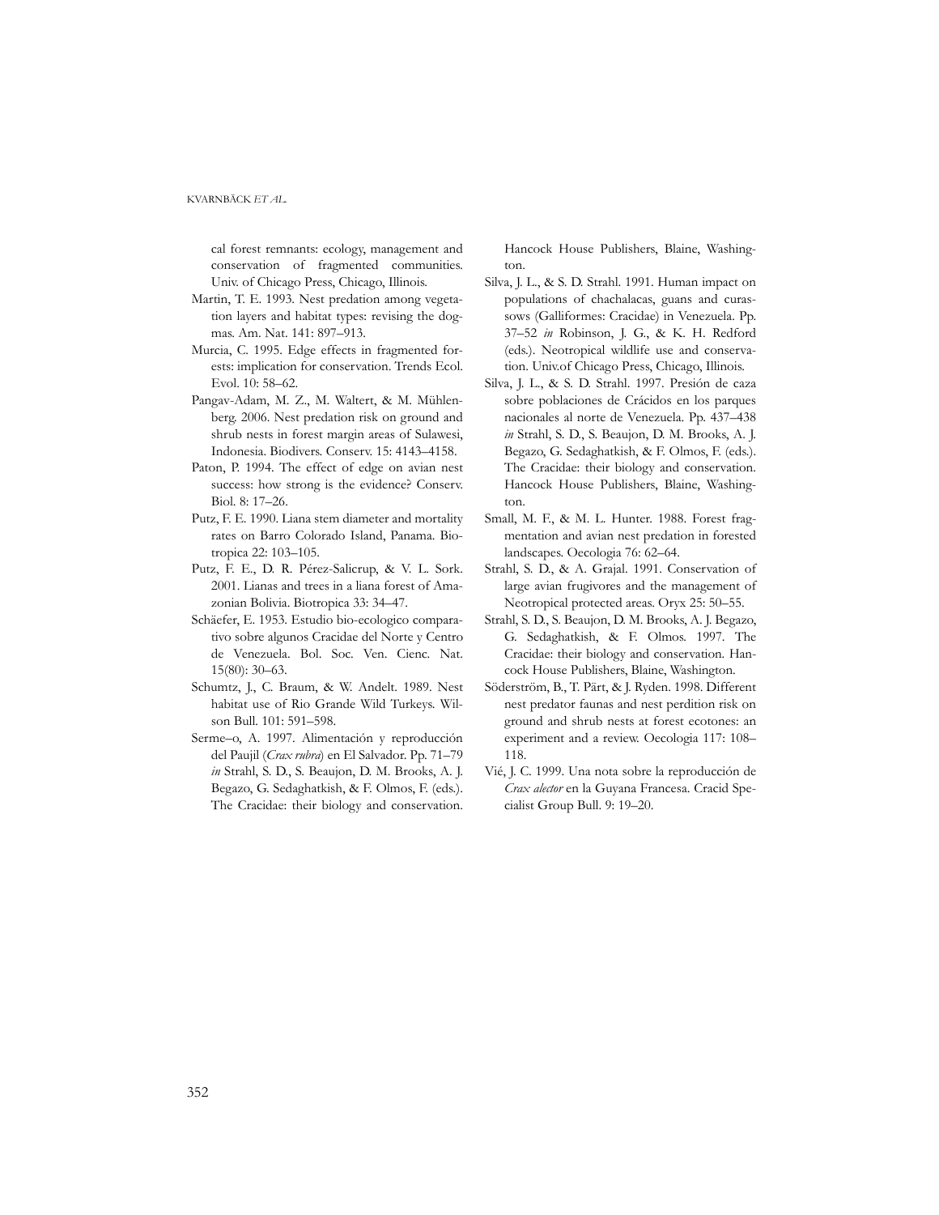cal forest remnants: ecology, management and conservation of fragmented communities. Univ. of Chicago Press, Chicago, Illinois.

Martin, T. E. 1993. Nest predation among vegetation layers and habitat types: revising the dogmas. Am. Nat. 141: 897–913.

Murcia, C. 1995. Edge effects in fragmented forests: implication for conservation. Trends Ecol. Evol. 10: 58–62.

Pangav-Adam, M. Z., M. Waltert, & M. Mühlenberg. 2006. Nest predation risk on ground and shrub nests in forest margin areas of Sulawesi, Indonesia. Biodivers. Conserv. 15: 4143–4158.

Paton, P. 1994. The effect of edge on avian nest success: how strong is the evidence? Conserv. Biol. 8: 17–26.

Putz, F. E. 1990. Liana stem diameter and mortality rates on Barro Colorado Island, Panama. Biotropica 22: 103–105.

Putz, F. E., D. R. Pérez-Salicrup, & V. L. Sork. 2001. Lianas and trees in a liana forest of Amazonian Bolivia. Biotropica 33: 34–47.

Schäefer, E. 1953. Estudio bio-ecologico comparativo sobre algunos Cracidae del Norte y Centro de Venezuela. Bol. Soc. Ven. Cienc. Nat. 15(80): 30–63.

Schumtz, J., C. Braum, & W. Andelt. 1989. Nest habitat use of Rio Grande Wild Turkeys. Wilson Bull. 101: 591–598.

Serme–o, A. 1997. Alimentación y reproducción del Paujil (*Crax rubra*) en El Salvador. Pp. 71–79 *in* Strahl, S. D., S. Beaujon, D. M. Brooks, A. J. Begazo, G. Sedaghatkish, & F. Olmos, F. (eds.). The Cracidae: their biology and conservation. Hancock House Publishers, Blaine, Washington.

Silva, J. L., & S. D. Strahl. 1991. Human impact on populations of chachalacas, guans and curassows (Galliformes: Cracidae) in Venezuela. Pp. 37–52 *in* Robinson, J. G., & K. H. Redford (eds.). Neotropical wildlife use and conservation. Univ.of Chicago Press, Chicago, Illinois.

Silva, J. L., & S. D. Strahl. 1997. Presión de caza sobre poblaciones de Crácidos en los parques nacionales al norte de Venezuela. Pp. 437–438 *in* Strahl, S. D., S. Beaujon, D. M. Brooks, A. J. Begazo, G. Sedaghatkish, & F. Olmos, F. (eds.). The Cracidae: their biology and conservation. Hancock House Publishers, Blaine, Washington.

Small, M. F., & M. L. Hunter. 1988. Forest fragmentation and avian nest predation in forested landscapes. Oecologia 76: 62–64.

Strahl, S. D., & A. Grajal. 1991. Conservation of large avian frugivores and the management of Neotropical protected areas. Oryx 25: 50–55.

Strahl, S. D., S. Beaujon, D. M. Brooks, A. J. Begazo, G. Sedaghatkish, & F. Olmos. 1997. The Cracidae: their biology and conservation. Hancock House Publishers, Blaine, Washington.

Söderström, B., T. Pärt, & J. Ryden. 1998. Different nest predator faunas and nest perdition risk on ground and shrub nests at forest ecotones: an experiment and a review. Oecologia 117: 108–118.

Vié, J. C. 1999. Una nota sobre la reproducción de *Crax alector* en la Guyana Francesa. Cracid Specialist Group Bull. 9: 19–20.